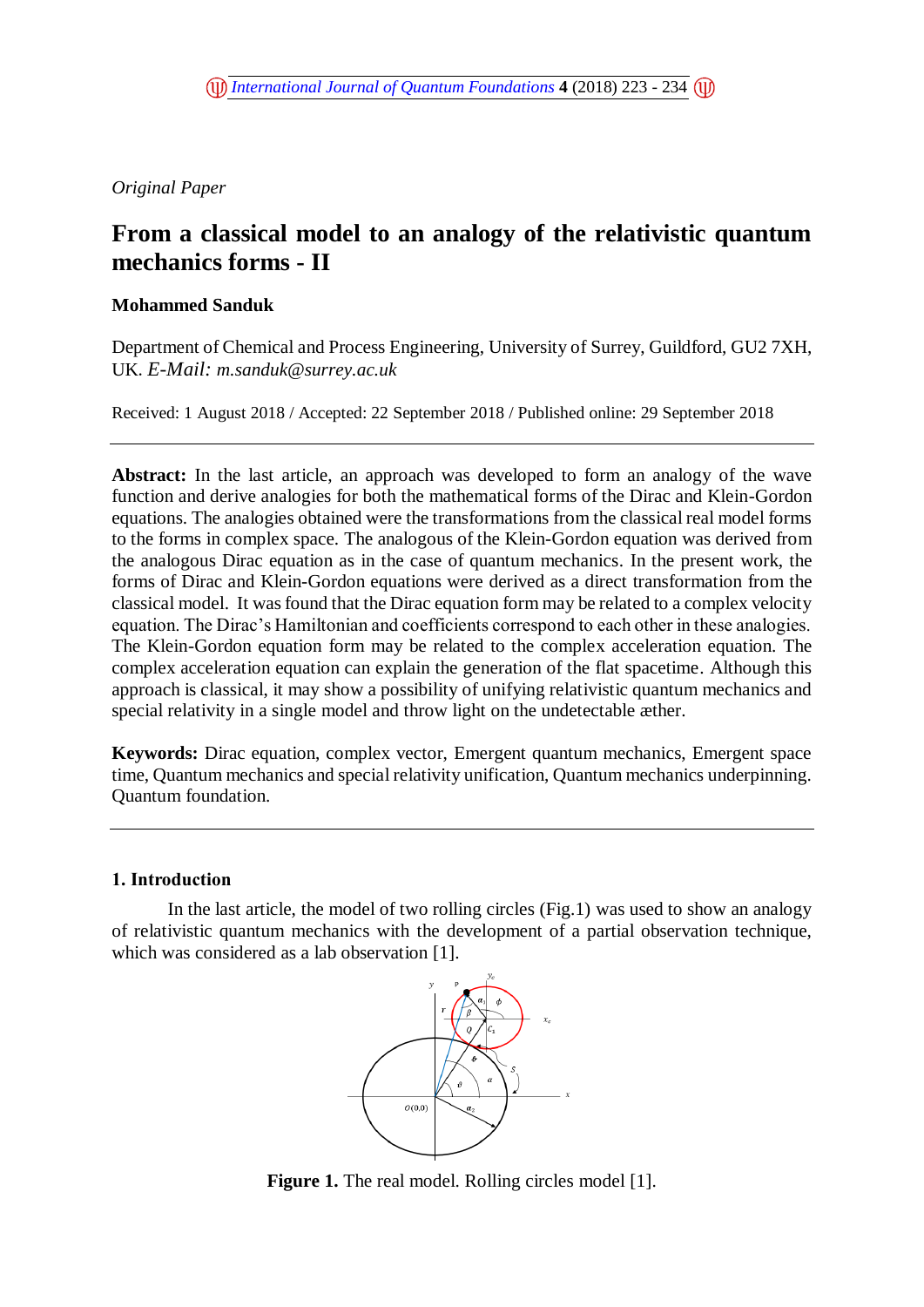*Original Paper*

# From a classical model to an analogy of the relativistic quantum mechanics forms - II

**Mohammed Sanduk**

Department of Chemical and Process Engineering, University of Surrey, Guildford, GU2 7XH, UK. *E-Mail: m.sanduk@surrey.ac.uk*

Received: 1 August 2018 / Accepted: 22 September 2018 / Published online: 29 September 2018

---

**Abstract:** In the last article, an approach was developed to form an analogy of the wave function and derive analogies for both the mathematical forms of the Dirac and Klein-Gordon equations. The analogies obtained were the transformations from the classical real model forms to the forms in complex space. The analogous of the Klein-Gordon equation was derived from the analogous Dirac equation as in the case of quantum mechanics. In the present work, the forms of Dirac and Klein-Gordon equations were derived as a direct transformation from the classical model. It was found that the Dirac equation form may be related to a complex velocity equation. The Dirac's Hamiltonian and coefficients correspond to each other in these analogies. The Klein-Gordon equation form may be related to the complex acceleration equation. The complex acceleration equation can explain the generation of the flat spacetime. Although this approach is classical, it may show a possibility of unifying relativistic quantum mechanics and special relativity in a single model and throw light on the undetectable æther.

**Keywords:** Dirac equation, complex vector, Emergent quantum mechanics, Emergent space time, Quantum mechanics and special relativity unification, Quantum mechanics underpinning. Quantum foundation.

---

## 1. Introduction

In the last article, the model of two rolling circles (Fig.1) was used to show an analogy of relativistic quantum mechanics with the development of a partial observation technique, which was considered as a lab observation [1].

**Figure 1.** The real model. Rolling circles model [1].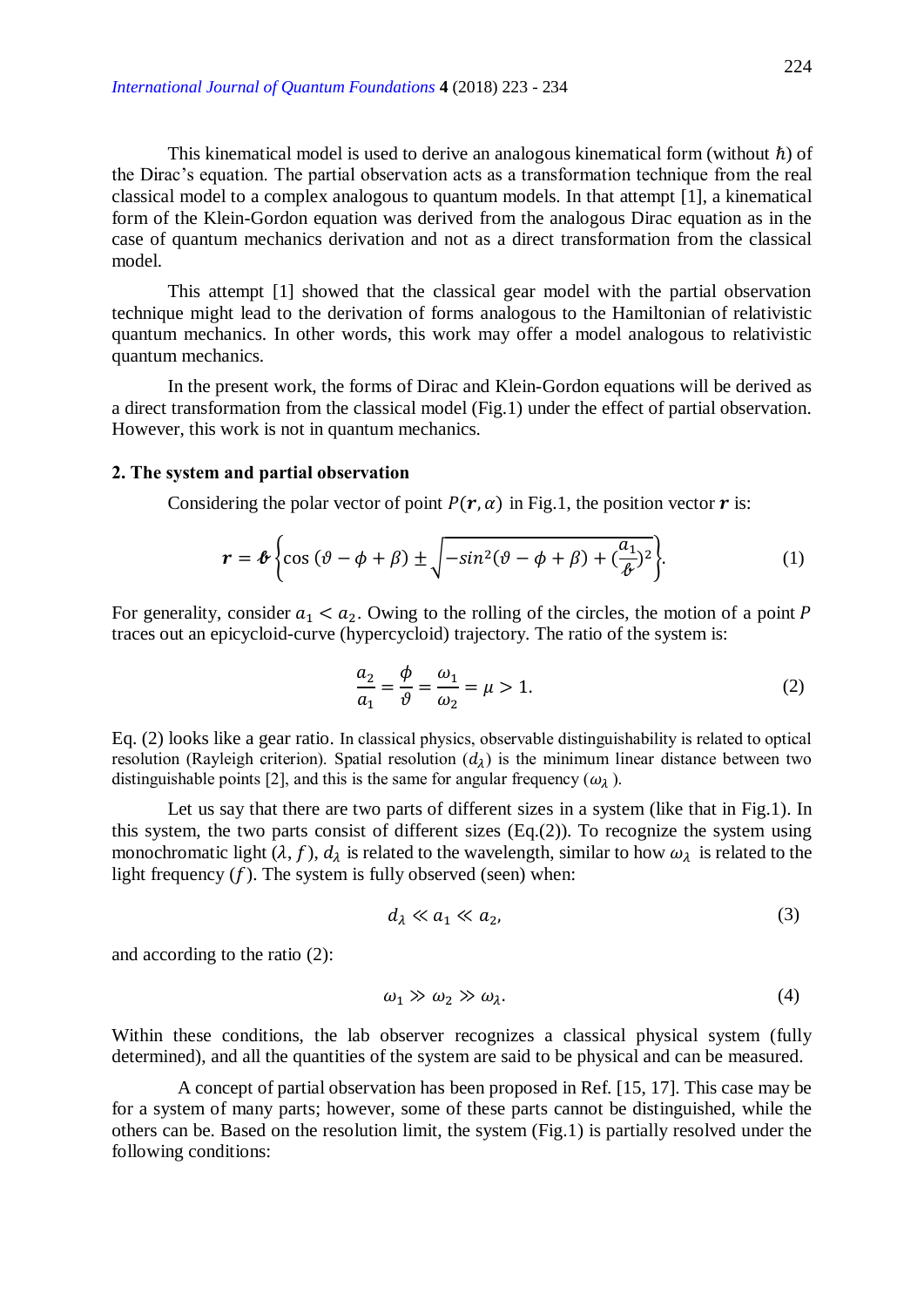This kinematical model is used to derive an analogous kinematical form (without $\hbar$) of the Dirac's equation. The partial observation acts as a transformation technique from the real classical model to a complex analogous to quantum models. In that attempt [1], a kinematical form of the Klein-Gordon equation was derived from the analogous Dirac equation as in the case of quantum mechanics derivation and not as a direct transformation from the classical model.

This attempt [1] showed that the classical gear model with the partial observation technique might lead to the derivation of forms analogous to the Hamiltonian of relativistic quantum mechanics. In other words, this work may offer a model analogous to relativistic quantum mechanics.

In the present work, the forms of Dirac and Klein-Gordon equations will be derived as a direct transformation from the classical model (Fig.1) under the effect of partial observation. However, this work is not in quantum mechanics.

## 2. The system and partial observation

Considering the polar vector of point $P(\boldsymbol{r}, \alpha)$ in Fig.1, the position vector $\boldsymbol{r}$ is:

$$\boldsymbol{r} = \boldsymbol{b}\left\{\cos\left(\vartheta - \phi + \beta\right) \pm \sqrt{-sin^2(\vartheta - \phi + \beta) + (\frac{a_1}{b})^2}\right\}. \tag{1}$$

For generality, consider $a_1 < a_2$. Owing to the rolling of the circles, the motion of a point $P$ traces out an epicycloid-curve (hypercycloid) trajectory. The ratio of the system is:

$$\frac{a_2}{a_1} = \frac{\phi}{\vartheta} = \frac{\omega_1}{\omega_2} = \mu > 1. \tag{2}$$

Eq. (2) looks like a gear ratio. In classical physics, observable distinguishability is related to optical resolution (Rayleigh criterion). Spatial resolution ($d_\lambda$) is the minimum linear distance between two distinguishable points [2], and this is the same for angular frequency ($\omega_\lambda$ ).

Let us say that there are two parts of different sizes in a system (like that in Fig.1). In this system, the two parts consist of different sizes (Eq.(2)). To recognize the system using monochromatic light ($\lambda, f$), $d_\lambda$ is related to the wavelength, similar to how $\omega_\lambda$ is related to the light frequency ($f$). The system is fully observed (seen) when:

$$d_\lambda \ll a_1 \ll a_2, \tag{3}$$

and according to the ratio (2):

$$\omega_1 \gg \omega_2 \gg \omega_\lambda. \tag{4}$$

Within these conditions, the lab observer recognizes a classical physical system (fully determined), and all the quantities of the system are said to be physical and can be measured.

A concept of partial observation has been proposed in Ref. [15, 17]. This case may be for a system of many parts; however, some of these parts cannot be distinguished, while the others can be. Based on the resolution limit, the system (Fig.1) is partially resolved under the following conditions: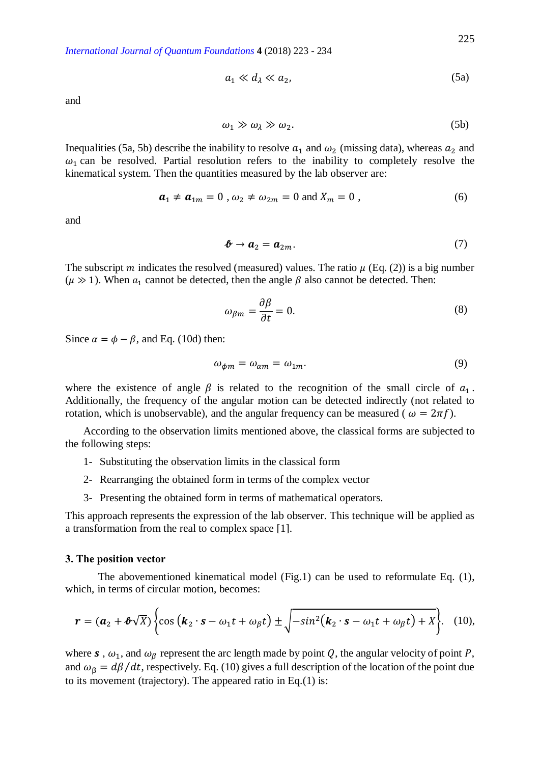$$a_1 \ll d_\lambda \ll a_2, \tag{5a}$$

and

$$\omega_1 \gg \omega_\lambda \gg \omega_2. \tag{5b}$$

Inequalities (5a, 5b) describe the inability to resolve $a_1$ and $\omega_2$ (missing data), whereas $a_2$ and $\omega_1$ can be resolved. Partial resolution refers to the inability to completely resolve the kinematical system. Then the quantities measured by the lab observer are:

$$\boldsymbol{a}_1 \neq \boldsymbol{a}_{1m} = 0 \text{ , } \omega_2 \neq \omega_{2m} = 0 \text{ and } X_m = 0 \text{ ,} \tag{6}$$

and

$$\boldsymbol{\mathscr{b}} \rightarrow \boldsymbol{a}_2 = \boldsymbol{a}_{2m}. \tag{7}$$

The subscript $m$ indicates the resolved (measured) values. The ratio $\mu$ (Eq. (2)) is a big number ($\mu \gg 1$). When $a_1$ cannot be detected, then the angle $\beta$ also cannot be detected. Then:

$$\omega_{\beta m} = \frac{\partial \beta}{\partial t} = 0. \tag{8}$$

Since $\alpha = \phi - \beta$, and Eq. (10d) then:

$$\omega_{\phi m} = \omega_{\alpha m} = \omega_{1m}. \tag{9}$$

where the existence of angle $\beta$ is related to the recognition of the small circle of $a_1$. Additionally, the frequency of the angular motion can be detected indirectly (not related to rotation, which is unobservable), and the angular frequency can be measured ( $\omega = 2\pi f$).

According to the observation limits mentioned above, the classical forms are subjected to the following steps:

1- Substituting the observation limits in the classical form

2- Rearranging the obtained form in terms of the complex vector

3- Presenting the obtained form in terms of mathematical operators.

This approach represents the expression of the lab observer. This technique will be applied as a transformation from the real to complex space [1].

### 3. The position vector

The abovementioned kinematical model (Fig.1) can be used to reformulate Eq. (1), which, in terms of circular motion, becomes:

$$\boldsymbol{r} = (\boldsymbol{a}_2 + \boldsymbol{\mathscr{b}}\sqrt{X})\left\{\cos\left(\boldsymbol{k}_2 \cdot \boldsymbol{s} - \omega_1 t + \omega_\beta t\right) \pm \sqrt{-sin^2\left(\boldsymbol{k}_2 \cdot \boldsymbol{s} - \omega_1 t + \omega_\beta t\right) + X}\right\}. \tag{10}$$

where $\boldsymbol{s}$ , $\omega_1$, and $\omega_\beta$ represent the arc length made by point $Q$, the angular velocity of point $P$, and $\omega_\beta = d\beta/dt$, respectively. Eq. (10) gives a full description of the location of the point due to its movement (trajectory). The appeared ratio in Eq.(1) is: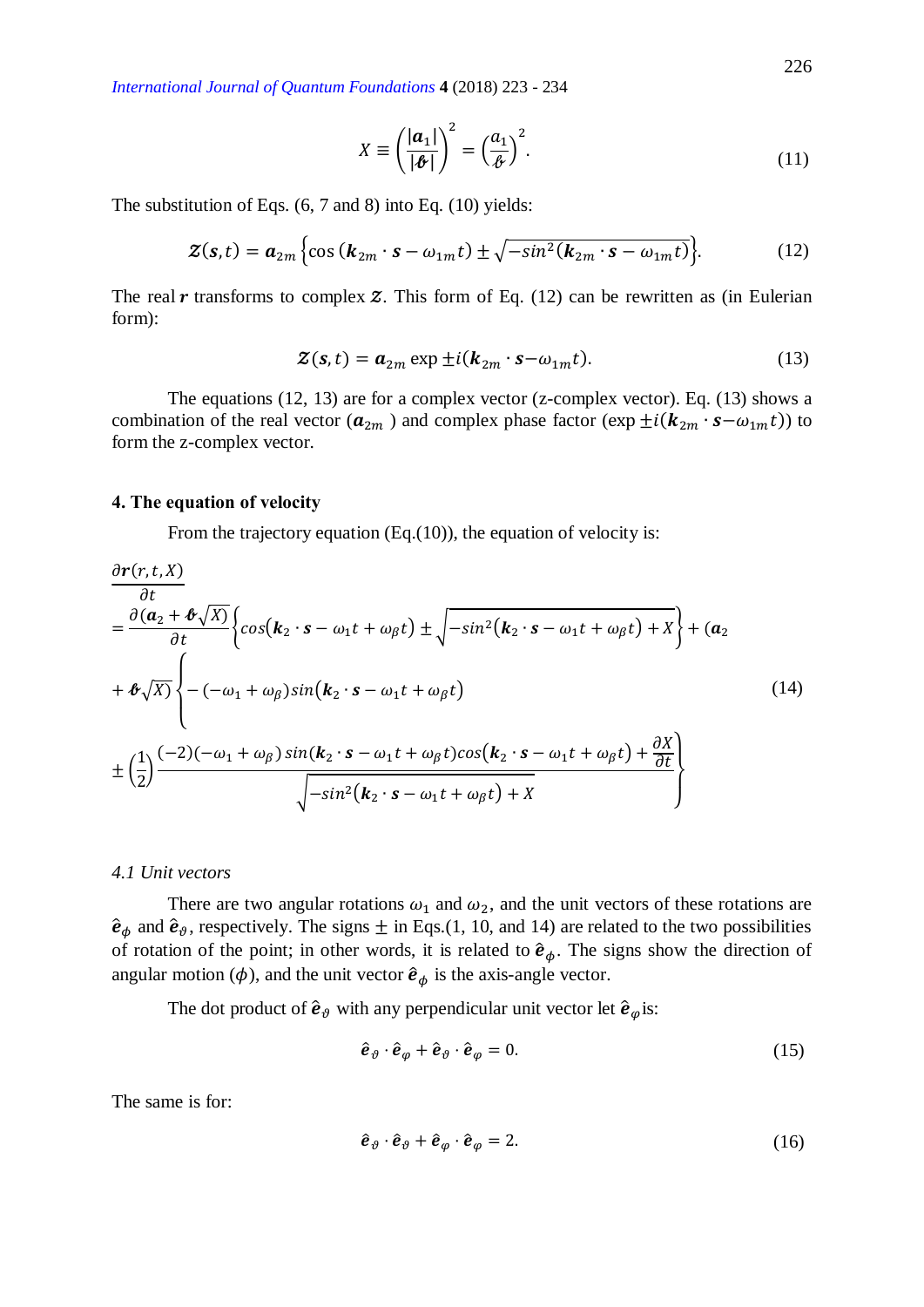$$X \equiv \left(\frac{|\boldsymbol{a}_1|}{|\boldsymbol{\mathscr{b}}|}\right)^2 = \left(\frac{a_1}{\mathscr{b}}\right)^2. \tag{11}$$

The substitution of Eqs. (6, 7 and 8) into Eq. (10) yields:

$$\boldsymbol{\mathcal{Z}}(\boldsymbol{s},t) = \boldsymbol{a}_{2m}\left\{\cos\left(\boldsymbol{k}_{2m}\cdot\boldsymbol{s} - \omega_{1m}t\right) \pm \sqrt{-sin^2(\boldsymbol{k}_{2m}\cdot\boldsymbol{s} - \omega_{1m}t)}\right\}. \tag{12}$$

The real $\boldsymbol{r}$ transforms to complex $\boldsymbol{\mathcal{Z}}$. This form of Eq. (12) can be rewritten as (in Eulerian form):

$$\boldsymbol{\mathcal{Z}}(\boldsymbol{s},t) = \boldsymbol{a}_{2m}\exp \pm i(\boldsymbol{k}_{2m}\cdot\boldsymbol{s} - \omega_{1m}t). \tag{13}$$

The equations (12, 13) are for a complex vector (z-complex vector). Eq. (13) shows a combination of the real vector ($\boldsymbol{a}_{2m}$ ) and complex phase factor ($\exp \pm i(\boldsymbol{k}_{2m}\cdot\boldsymbol{s} - \omega_{1m}t)$) to form the z-complex vector.

## 4. The equation of velocity

From the trajectory equation (Eq.(10)), the equation of velocity is:

$$\begin{aligned}
&\frac{\partial \boldsymbol{r}(r,t,X)}{\partial t} \\
&= \frac{\partial(\boldsymbol{a}_2 + \boldsymbol{\mathscr{b}}\sqrt{X})}{\partial t}\left\{cos(\boldsymbol{k}_2\cdot\boldsymbol{s} - \omega_1 t + \omega_\beta t) \pm \sqrt{-sin^2(\boldsymbol{k}_2\cdot\boldsymbol{s} - \omega_1 t + \omega_\beta t) + X}\right\} + (\boldsymbol{a}_2 \\
&+ \boldsymbol{\mathscr{b}}\sqrt{X})\left\{ -(-\omega_1 + \omega_\beta)sin(\boldsymbol{k}_2\cdot\boldsymbol{s} - \omega_1 t + \omega_\beta t) \right. \\
&\left. \pm \left(\frac{1}{2}\right)\frac{(-2)(-\omega_1 + \omega_\beta)\,sin(\boldsymbol{k}_2\cdot\boldsymbol{s} - \omega_1 t + \omega_\beta t)cos(\boldsymbol{k}_2\cdot\boldsymbol{s} - \omega_1 t + \omega_\beta t) + \frac{\partial X}{\partial t}}{\sqrt{-sin^2(\boldsymbol{k}_2\cdot\boldsymbol{s} - \omega_1 t + \omega_\beta t) + X}}\right\}
\end{aligned} \tag{14}$$

### *4.1 Unit vectors*

There are two angular rotations $\omega_1$ and $\omega_2$, and the unit vectors of these rotations are $\hat{\boldsymbol{e}}_\phi$ and $\hat{\boldsymbol{e}}_\vartheta$, respectively. The signs $\pm$ in Eqs.(1, 10, and 14) are related to the two possibilities of rotation of the point; in other words, it is related to $\hat{\boldsymbol{e}}_\phi$. The signs show the direction of angular motion ($\phi$), and the unit vector $\hat{\boldsymbol{e}}_\phi$ is the axis-angle vector.

The dot product of $\hat{\boldsymbol{e}}_\vartheta$ with any perpendicular unit vector let $\hat{\boldsymbol{e}}_\varphi$ is:

$$\hat{\boldsymbol{e}}_\vartheta\cdot\hat{\boldsymbol{e}}_\varphi + \hat{\boldsymbol{e}}_\vartheta\cdot\hat{\boldsymbol{e}}_\varphi = 0. \tag{15}$$

The same is for:

$$\hat{\boldsymbol{e}}_\vartheta\cdot\hat{\boldsymbol{e}}_\vartheta + \hat{\boldsymbol{e}}_\varphi\cdot\hat{\boldsymbol{e}}_\varphi = 2. \tag{16}$$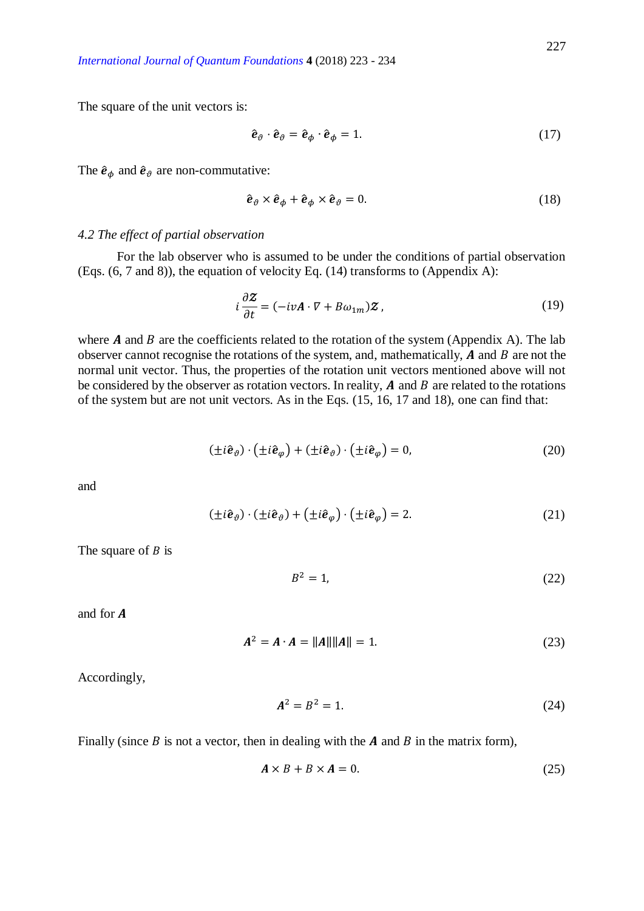The square of the unit vectors is:

$$\hat{\boldsymbol{e}}_{\vartheta} \cdot \hat{\boldsymbol{e}}_{\vartheta} = \hat{\boldsymbol{e}}_{\phi} \cdot \hat{\boldsymbol{e}}_{\phi} = 1. \tag{17}$$

The $\hat{\boldsymbol{e}}_{\phi}$ and $\hat{\boldsymbol{e}}_{\vartheta}$ are non-commutative:

$$\hat{\boldsymbol{e}}_{\vartheta} \times \hat{\boldsymbol{e}}_{\phi} + \hat{\boldsymbol{e}}_{\phi} \times \hat{\boldsymbol{e}}_{\vartheta} = 0. \tag{18}$$

*4.2 The effect of partial observation*

For the lab observer who is assumed to be under the conditions of partial observation (Eqs. (6, 7 and 8)), the equation of velocity Eq. (14) transforms to (Appendix A):

$$i\frac{\partial \boldsymbol{Z}}{\partial t} = (-iv\boldsymbol{A} \cdot \nabla + B\omega_{1m})\boldsymbol{Z}\,, \tag{19}$$

where $\boldsymbol{A}$ and $B$ are the coefficients related to the rotation of the system (Appendix A). The lab observer cannot recognise the rotations of the system, and, mathematically, $\boldsymbol{A}$ and $B$ are not the normal unit vector. Thus, the properties of the rotation unit vectors mentioned above will not be considered by the observer as rotation vectors. In reality, $\boldsymbol{A}$ and $B$ are related to the rotations of the system but are not unit vectors. As in the Eqs. (15, 16, 17 and 18), one can find that:

$$(\pm i\hat{\boldsymbol{e}}_{\vartheta}) \cdot (\pm i\hat{\boldsymbol{e}}_{\varphi}) + (\pm i\hat{\boldsymbol{e}}_{\vartheta}) \cdot (\pm i\hat{\boldsymbol{e}}_{\varphi}) = 0, \tag{20}$$

and

$$(\pm i\hat{\boldsymbol{e}}_{\vartheta}) \cdot (\pm i\hat{\boldsymbol{e}}_{\vartheta}) + (\pm i\hat{\boldsymbol{e}}_{\varphi}) \cdot (\pm i\hat{\boldsymbol{e}}_{\varphi}) = 2. \tag{21}$$

The square of $B$ is

$$B^2 = 1, \tag{22}$$

and for $\boldsymbol{A}$

$$\boldsymbol{A}^2 = \boldsymbol{A} \cdot \boldsymbol{A} = \|\boldsymbol{A}\|\|\boldsymbol{A}\| = 1. \tag{23}$$

Accordingly,

$$\boldsymbol{A}^2 = B^2 = 1. \tag{24}$$

Finally (since $B$ is not a vector, then in dealing with the $\boldsymbol{A}$ and $B$ in the matrix form),

$$\boldsymbol{A} \times B + B \times \boldsymbol{A} = 0. \tag{25}$$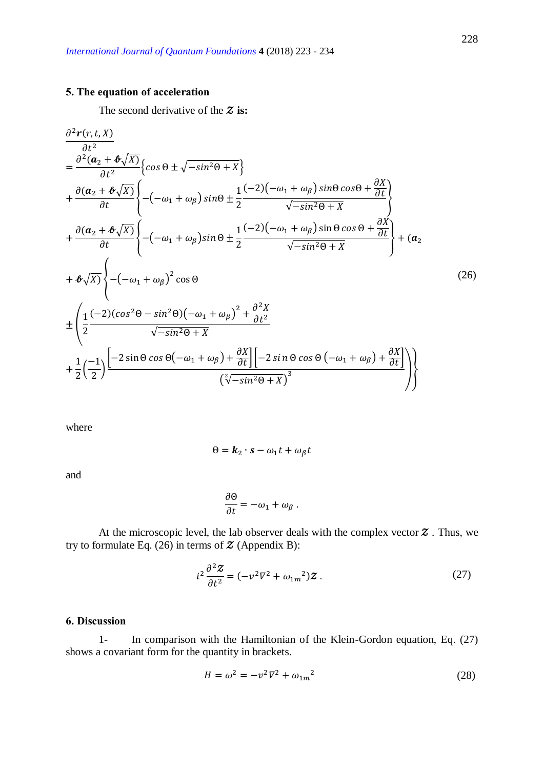## 5. The equation of acceleration

The second derivative of the $\mathcal{Z}$ **is:**

$$
\begin{aligned}
&\frac{\partial^2 \boldsymbol{r}(r,t,X)}{\partial t^2} \\
&= \frac{\partial^2(\boldsymbol{a}_2 + \boldsymbol{b}\sqrt{X})}{\partial t^2}\left\{\cos\Theta \pm \sqrt{-sin^2\Theta + X}\right\} \\
&+ \frac{\partial(\boldsymbol{a}_2 + \boldsymbol{b}\sqrt{X})}{\partial t}\left\{-(-\omega_1 + \omega_\beta)\,sin\Theta \pm \frac{1}{2}\frac{(-2)(-\omega_1 + \omega_\beta)\,sin\Theta\,cos\Theta + \frac{\partial X}{\partial t}}{\sqrt{-sin^2\Theta + X}}\right\} \\
&+ \frac{\partial(\boldsymbol{a}_2 + \boldsymbol{b}\sqrt{X})}{\partial t}\left\{-(-\omega_1 + \omega_\beta)sin\,\Theta \pm \frac{1}{2}\frac{(-2)(-\omega_1 + \omega_\beta)\sin\Theta\,cos\,\Theta + \frac{\partial X}{\partial t}}{\sqrt{-sin^2\Theta + X}}\right\} + (\boldsymbol{a}_2 \\
&+ \boldsymbol{b}\sqrt{X})\left\{-\left(-\omega_1 + \omega_\beta\right)^2\cos\Theta\right. \\
&\pm\left(\frac{1}{2}\frac{(-2)(cos^2\Theta - sin^2\Theta)\left(-\omega_1 + \omega_\beta\right)^2 + \frac{\partial^2 X}{\partial t^2}}{\sqrt{-sin^2\Theta + X}}\right. \\
&\left.\left.+ \frac{1}{2}\left(\frac{-1}{2}\right)\frac{\left[-2\sin\Theta\,cos\,\Theta(-\omega_1 + \omega_\beta) + \frac{\partial X}{\partial t}\right]\left[-2\,sin\,\Theta\,cos\,\Theta\,(-\omega_1 + \omega_\beta) + \frac{\partial X}{\partial t}\right]}{\left(\sqrt[2]{-sin^2\Theta + X}\right)^3}\right)\right\}
\end{aligned}
\tag{26}
$$

where

$$\Theta = \boldsymbol{k}_2 \cdot \boldsymbol{s} - \omega_1 t + \omega_\beta t$$

and

$$\frac{\partial\Theta}{\partial t} = -\omega_1 + \omega_\beta\,.$$

At the microscopic level, the lab observer deals with the complex vector $\mathcal{Z}$ . Thus, we try to formulate Eq. (26) in terms of $\mathcal{Z}$ (Appendix B):

$$i^2\frac{\partial^2\mathcal{Z}}{\partial t^2} = (-v^2\nabla^2 + {\omega_{1m}}^2)\mathcal{Z}\,. \tag{27}$$

## 6. Discussion

1- In comparison with the Hamiltonian of the Klein-Gordon equation, Eq. (27) shows a covariant form for the quantity in brackets.

$$H = \omega^2 = -v^2\nabla^2 + {\omega_{1m}}^2 \tag{28}$$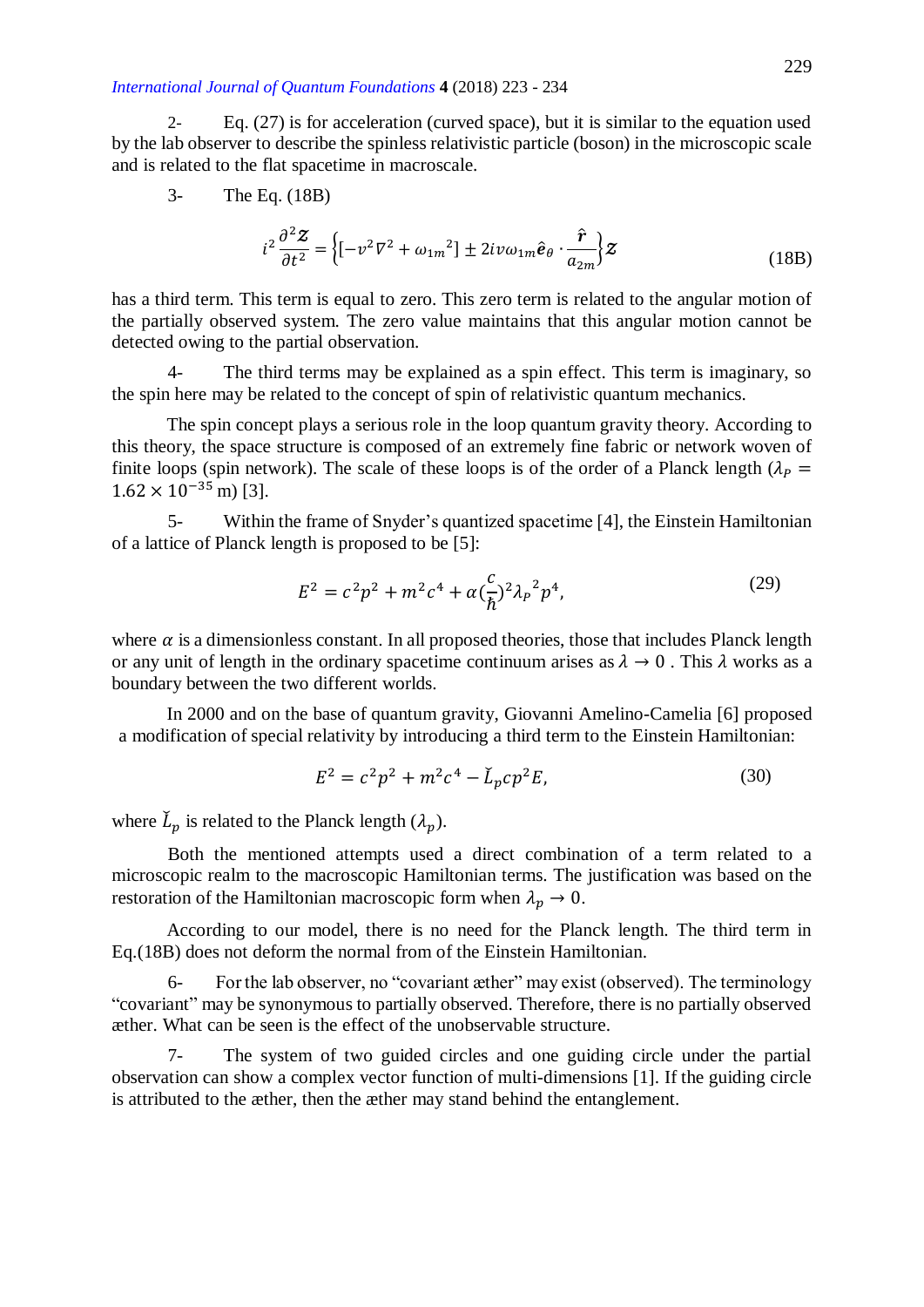2- Eq. (27) is for acceleration (curved space), but it is similar to the equation used by the lab observer to describe the spinless relativistic particle (boson) in the microscopic scale and is related to the flat spacetime in macroscale.

3- The Eq. (18B)

$$i^2 \frac{\partial^2 \boldsymbol{z}}{\partial t^2} = \left\{ \left[ -v^2 \nabla^2 + {\omega_{1m}}^2 \right] \pm 2iv\omega_{1m} \hat{\boldsymbol{e}}_\theta \cdot \frac{\hat{\boldsymbol{r}}}{a_{2m}} \right\} \boldsymbol{z} \tag{18B}$$

has a third term. This term is equal to zero. This zero term is related to the angular motion of the partially observed system. The zero value maintains that this angular motion cannot be detected owing to the partial observation.

4- The third terms may be explained as a spin effect. This term is imaginary, so the spin here may be related to the concept of spin of relativistic quantum mechanics.

The spin concept plays a serious role in the loop quantum gravity theory. According to this theory, the space structure is composed of an extremely fine fabric or network woven of finite loops (spin network). The scale of these loops is of the order of a Planck length ($\lambda_P = 1.62 \times 10^{-35}$ m) [3].

5- Within the frame of Snyder's quantized spacetime [4], the Einstein Hamiltonian of a lattice of Planck length is proposed to be [5]:

$$E^2 = c^2 p^2 + m^2 c^4 + \alpha \left(\frac{c}{\hbar}\right)^2 {\lambda_P}^2 p^4, \tag{29}$$

where $\alpha$ is a dimensionless constant. In all proposed theories, those that includes Planck length or any unit of length in the ordinary spacetime continuum arises as $\lambda \to 0$ . This $\lambda$ works as a boundary between the two different worlds.

In 2000 and on the base of quantum gravity, Giovanni Amelino-Camelia [6] proposed a modification of special relativity by introducing a third term to the Einstein Hamiltonian:

$$E^2 = c^2 p^2 + m^2 c^4 - \breve{L}_p c p^2 E, \tag{30}$$

where $\breve{L}_p$ is related to the Planck length ($\lambda_p$).

Both the mentioned attempts used a direct combination of a term related to a microscopic realm to the macroscopic Hamiltonian terms. The justification was based on the restoration of the Hamiltonian macroscopic form when $\lambda_p \to 0$.

According to our model, there is no need for the Planck length. The third term in Eq.(18B) does not deform the normal from of the Einstein Hamiltonian.

6- For the lab observer, no "covariant æther" may exist (observed). The terminology "covariant" may be synonymous to partially observed. Therefore, there is no partially observed æther. What can be seen is the effect of the unobservable structure.

7- The system of two guided circles and one guiding circle under the partial observation can show a complex vector function of multi-dimensions [1]. If the guiding circle is attributed to the æther, then the æther may stand behind the entanglement.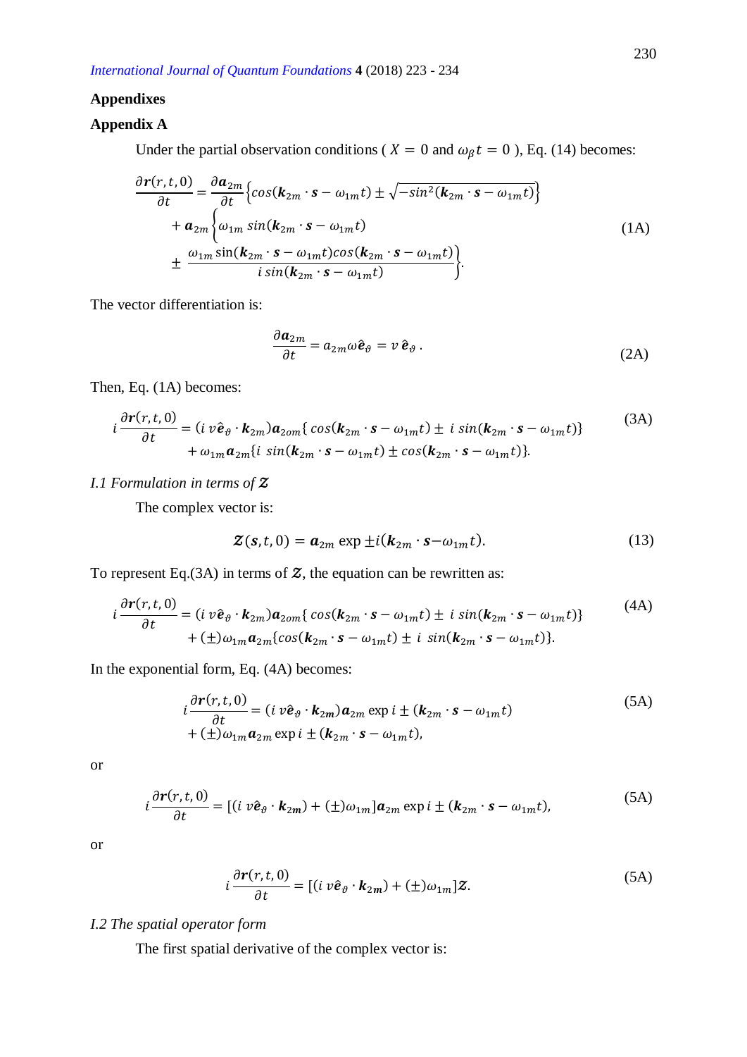## Appendixes

### Appendix A

Under the partial observation conditions ( $X = 0$ and $\omega_\beta t = 0$ ), Eq. (14) becomes:

$$\frac{\partial \boldsymbol{r}(r,t,0)}{\partial t} = \frac{\partial \boldsymbol{a}_{2m}}{\partial t}\left\{cos(\boldsymbol{k}_{2m}\cdot \boldsymbol{s} - \omega_{1m}t) \pm \sqrt{-sin^2(\boldsymbol{k}_{2m}\cdot \boldsymbol{s} - \omega_{1m}t)}\right\} + \boldsymbol{a}_{2m}\left\{\omega_{1m}\, sin(\boldsymbol{k}_{2m}\cdot \boldsymbol{s} - \omega_{1m}t) \pm \frac{\omega_{1m}\sin(\boldsymbol{k}_{2m}\cdot \boldsymbol{s} - \omega_{1m}t) cos(\boldsymbol{k}_{2m}\cdot \boldsymbol{s} - \omega_{1m}t)}{i\, sin(\boldsymbol{k}_{2m}\cdot \boldsymbol{s} - \omega_{1m}t)}\right\}. \tag{1A}$$

The vector differentiation is:

$$\frac{\partial \boldsymbol{a}_{2m}}{\partial t} = a_{2m}\omega\hat{\boldsymbol{e}}_\vartheta = v\,\hat{\boldsymbol{e}}_\vartheta\,. \tag{2A}$$

Then, Eq. (1A) becomes:

$$i\frac{\partial \boldsymbol{r}(r,t,0)}{\partial t} = (i\,v\hat{\boldsymbol{e}}_\vartheta\cdot \boldsymbol{k}_{2m})\boldsymbol{a}_{2om}\{\,cos(\boldsymbol{k}_{2m}\cdot \boldsymbol{s} - \omega_{1m}t) \pm\, i\,sin(\boldsymbol{k}_{2m}\cdot \boldsymbol{s} - \omega_{1m}t)\} + \omega_{1m}\boldsymbol{a}_{2m}\{i\,\,sin(\boldsymbol{k}_{2m}\cdot \boldsymbol{s} - \omega_{1m}t) \pm cos(\boldsymbol{k}_{2m}\cdot \boldsymbol{s} - \omega_{1m}t)\}. \tag{3A}$$

*I.1 Formulation in terms of* $\mathcal{Z}$

The complex vector is:

$$\mathcal{Z}(\boldsymbol{s},t,0) = \boldsymbol{a}_{2m}\exp \pm i(\boldsymbol{k}_{2m}\cdot \boldsymbol{s} - \omega_{1m}t). \tag{13}$$

To represent Eq.(3A) in terms of $\mathcal{Z}$, the equation can be rewritten as:

$$i\frac{\partial \boldsymbol{r}(r,t,0)}{\partial t} = (i\,v\hat{\boldsymbol{e}}_\vartheta\cdot \boldsymbol{k}_{2m})\boldsymbol{a}_{2om}\{\,cos(\boldsymbol{k}_{2m}\cdot \boldsymbol{s} - \omega_{1m}t) \pm\, i\,sin(\boldsymbol{k}_{2m}\cdot \boldsymbol{s} - \omega_{1m}t)\} + (\pm)\omega_{1m}\boldsymbol{a}_{2m}\{cos(\boldsymbol{k}_{2m}\cdot \boldsymbol{s} - \omega_{1m}t) \pm\, i\,\,sin(\boldsymbol{k}_{2m}\cdot \boldsymbol{s} - \omega_{1m}t)\}. \tag{4A}$$

In the exponential form, Eq. (4A) becomes:

$$i\frac{\partial \boldsymbol{r}(r,t,0)}{\partial t} = (i\,v\hat{\boldsymbol{e}}_\vartheta\cdot \boldsymbol{k}_{2m})\boldsymbol{a}_{2m}\exp i \pm (\boldsymbol{k}_{2m}\cdot \boldsymbol{s} - \omega_{1m}t) + (\pm)\omega_{1m}\boldsymbol{a}_{2m}\exp i \pm (\boldsymbol{k}_{2m}\cdot \boldsymbol{s} - \omega_{1m}t), \tag{5A}$$

or

$$i\frac{\partial \boldsymbol{r}(r,t,0)}{\partial t} = [(i\,v\hat{\boldsymbol{e}}_\vartheta\cdot \boldsymbol{k}_{2m}) + (\pm)\omega_{1m}]\boldsymbol{a}_{2m}\exp i \pm (\boldsymbol{k}_{2m}\cdot \boldsymbol{s} - \omega_{1m}t), \tag{5A}$$

or

$$i\frac{\partial \boldsymbol{r}(r,t,0)}{\partial t} = [(i\,v\hat{\boldsymbol{e}}_\vartheta\cdot \boldsymbol{k}_{2m}) + (\pm)\omega_{1m}]\mathcal{Z}. \tag{5A}$$

*I.2 The spatial operator form*

The first spatial derivative of the complex vector is: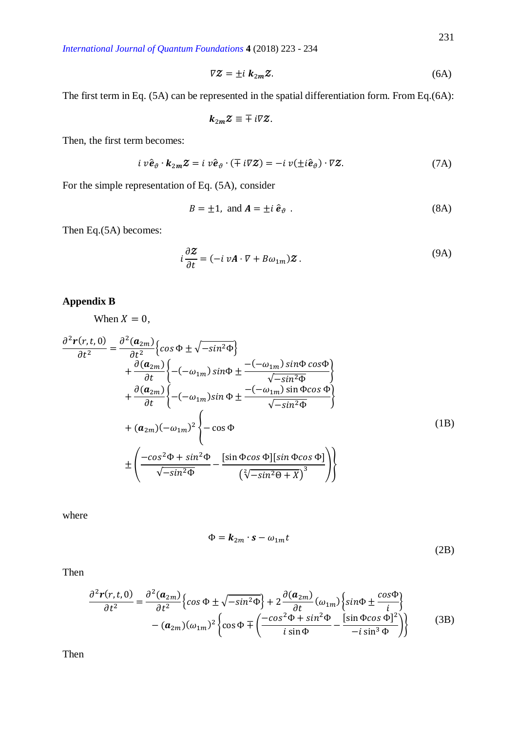$$\nabla \mathcal{Z} = \pm i\, \boldsymbol{k}_{2m} \mathcal{Z}. \tag{6A}$$

The first term in Eq. (5A) can be represented in the spatial differentiation form. From Eq.(6A):

$$\boldsymbol{k}_{2m} \mathcal{Z} \equiv \mp\, i \nabla \mathcal{Z}.$$

Then, the first term becomes:

$$i\, v \hat{\boldsymbol{e}}_{\vartheta} \cdot \boldsymbol{k}_{2m} \mathcal{Z} = i\, v \hat{\boldsymbol{e}}_{\vartheta} \cdot (\mp\, i \nabla \mathcal{Z}) = -i\, v(\pm i \hat{\boldsymbol{e}}_{\vartheta}) \cdot \nabla \mathcal{Z}. \tag{7A}$$

For the simple representation of Eq. (5A), consider

$$B = \pm 1, \text{ and } \boldsymbol{A} = \pm i\, \hat{\boldsymbol{e}}_{\vartheta}\ . \tag{8A}$$

Then Eq.(5A) becomes:

$$i \frac{\partial \mathcal{Z}}{\partial t} = (-i\, v \boldsymbol{A} \cdot \nabla + B \omega_{1m}) \mathcal{Z}\, . \tag{9A}$$

## Appendix B

When $X = 0$,

$$\begin{aligned}
\frac{\partial^2 \boldsymbol{r}(r,t,0)}{\partial t^2} = \frac{\partial^2 (\boldsymbol{a}_{2m})}{\partial t^2} &\left\{ \cos\Phi \pm \sqrt{-\sin^2\Phi} \right\} \\
&+ \frac{\partial (\boldsymbol{a}_{2m})}{\partial t} \left\{ -(-\omega_{1m}) \sin\Phi \pm \frac{-(-\omega_{1m}) \sin\Phi \cos\Phi}{\sqrt{-\sin^2\Phi}} \right\} \\
&+ \frac{\partial (\boldsymbol{a}_{2m})}{\partial t} \left\{ -(-\omega_{1m}) \sin\Phi \pm \frac{-(-\omega_{1m}) \sin\Phi \cos\Phi}{\sqrt{-\sin^2\Phi}} \right\} \\
&+ (\boldsymbol{a}_{2m})(-\omega_{1m})^2 \left\{ -\cos\Phi \right. \\
&\left. \pm \left( \frac{-\cos^2\Phi + \sin^2\Phi}{\sqrt{-\sin^2\Phi}} - \frac{[\sin\Phi \cos\Phi][\sin\Phi \cos\Phi]}{\left(\sqrt[2]{-\sin^2\Theta + X}\right)^3} \right) \right\}
\end{aligned} \tag{1B}$$

where

$$\Phi = \boldsymbol{k}_{2m} \cdot \boldsymbol{s} - \omega_{1m} t \tag{2B}$$

Then

$$\begin{aligned}
\frac{\partial^2 \boldsymbol{r}(r,t,0)}{\partial t^2} = \frac{\partial^2 (\boldsymbol{a}_{2m})}{\partial t^2} \left\{ \cos\Phi \pm \sqrt{-\sin^2\Phi} \right\} + 2 \frac{\partial (\boldsymbol{a}_{2m})}{\partial t} (\omega_{1m}) \left\{ \sin\Phi \pm \frac{\cos\Phi}{i} \right\} \\
- (\boldsymbol{a}_{2m})(\omega_{1m})^2 \left\{ \cos\Phi \mp \left( \frac{-\cos^2\Phi + \sin^2\Phi}{i \sin\Phi} - \frac{[\sin\Phi \cos\Phi]^2}{-i \sin^3\Phi} \right) \right\}
\end{aligned} \tag{3B}$$

Then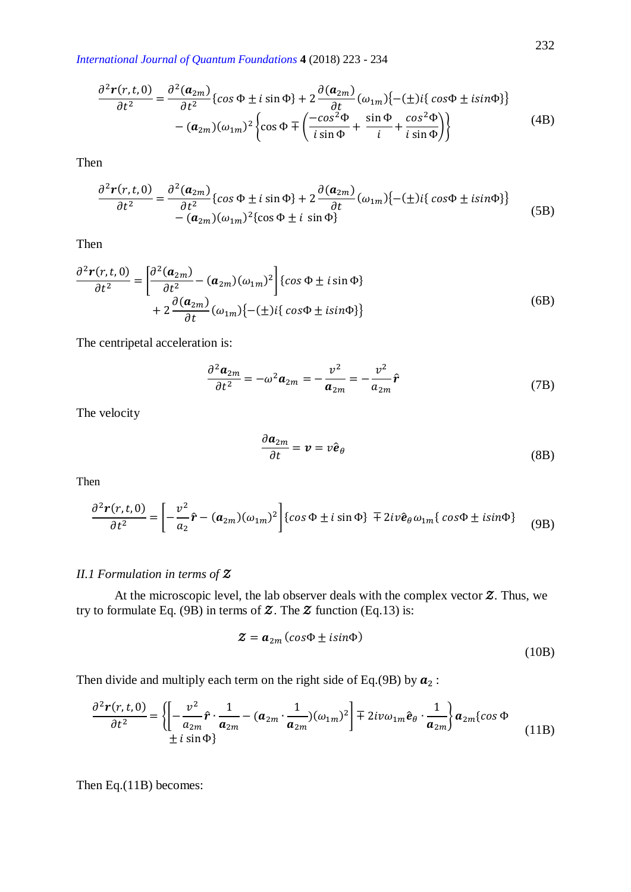$$\frac{\partial^2 \boldsymbol{r}(r,t,0)}{\partial t^2} = \frac{\partial^2(\boldsymbol{a}_{2m})}{\partial t^2}\{cos\,\Phi \pm i\sin\Phi\} + 2\frac{\partial(\boldsymbol{a}_{2m})}{\partial t}(\omega_{1m})\{-(\pm)i\{\,cos\Phi \pm isin\Phi\}\} - (\boldsymbol{a}_{2m})(\omega_{1m})^2\left\{\cos\Phi \mp \left(\frac{-cos^2\Phi}{i\sin\Phi} + \frac{\sin\Phi}{i} + \frac{cos^2\Phi}{i\sin\Phi}\right)\right\} \tag{4B}$$

Then

$$\frac{\partial^2 \boldsymbol{r}(r,t,0)}{\partial t^2} = \frac{\partial^2(\boldsymbol{a}_{2m})}{\partial t^2}\{cos\,\Phi \pm i\sin\Phi\} + 2\frac{\partial(\boldsymbol{a}_{2m})}{\partial t}(\omega_{1m})\{-(\pm)i\{\,cos\Phi \pm isin\Phi\}\} - (\boldsymbol{a}_{2m})(\omega_{1m})^2\{\cos\Phi \pm i\,\sin\Phi\} \tag{5B}$$

Then

$$\frac{\partial^2 \boldsymbol{r}(r,t,0)}{\partial t^2} = \left[\frac{\partial^2(\boldsymbol{a}_{2m})}{\partial t^2} - (\boldsymbol{a}_{2m})(\omega_{1m})^2\right]\{cos\,\Phi \pm i\sin\Phi\} + 2\frac{\partial(\boldsymbol{a}_{2m})}{\partial t}(\omega_{1m})\{-(\pm)i\{\,cos\Phi \pm isin\Phi\}\} \tag{6B}$$

The centripetal acceleration is:

$$\frac{\partial^2 \boldsymbol{a}_{2m}}{\partial t^2} = -\omega^2\boldsymbol{a}_{2m} = -\frac{v^2}{\boldsymbol{a}_{2m}} = -\frac{v^2}{a_{2m}}\hat{\boldsymbol{r}} \tag{7B}$$

The velocity

$$\frac{\partial \boldsymbol{a}_{2m}}{\partial t} = \boldsymbol{v} = v\hat{\boldsymbol{e}}_\theta \tag{8B}$$

Then

$$\frac{\partial^2 \boldsymbol{r}(r,t,0)}{\partial t^2} = \left[-\frac{v^2}{a_2}\hat{\boldsymbol{r}} - (\boldsymbol{a}_{2m})(\omega_{1m})^2\right]\{cos\,\Phi \pm i\sin\Phi\} \mp 2iv\hat{\boldsymbol{e}}_\theta\omega_{1m}\{\,cos\Phi \pm isin\Phi\} \tag{9B}$$

### *II.1 Formulation in terms of $\boldsymbol{\mathcal{Z}}$*

At the microscopic level, the lab observer deals with the complex vector $\boldsymbol{\mathcal{Z}}$. Thus, we try to formulate Eq. (9B) in terms of $\boldsymbol{\mathcal{Z}}$. The $\boldsymbol{\mathcal{Z}}$ function (Eq.13) is:

$$\boldsymbol{\mathcal{Z}} = \boldsymbol{a}_{2m}(cos\Phi \pm isin\Phi) \tag{10B}$$

Then divide and multiply each term on the right side of Eq.(9B) by $\boldsymbol{a}_2$ :

$$\frac{\partial^2 \boldsymbol{r}(r,t,0)}{\partial t^2} = \left\{\left[-\frac{v^2}{a_{2m}}\hat{\boldsymbol{r}}\cdot\frac{1}{\boldsymbol{a}_{2m}} - (\boldsymbol{a}_{2m}\cdot\frac{1}{\boldsymbol{a}_{2m}})(\omega_{1m})^2\right] \mp 2iv\omega_{1m}\hat{\boldsymbol{e}}_\theta\cdot\frac{1}{\boldsymbol{a}_{2m}}\right\}\boldsymbol{a}_{2m}\{cos\,\Phi \pm i\sin\Phi\} \tag{11B}$$

Then Eq.(11B) becomes: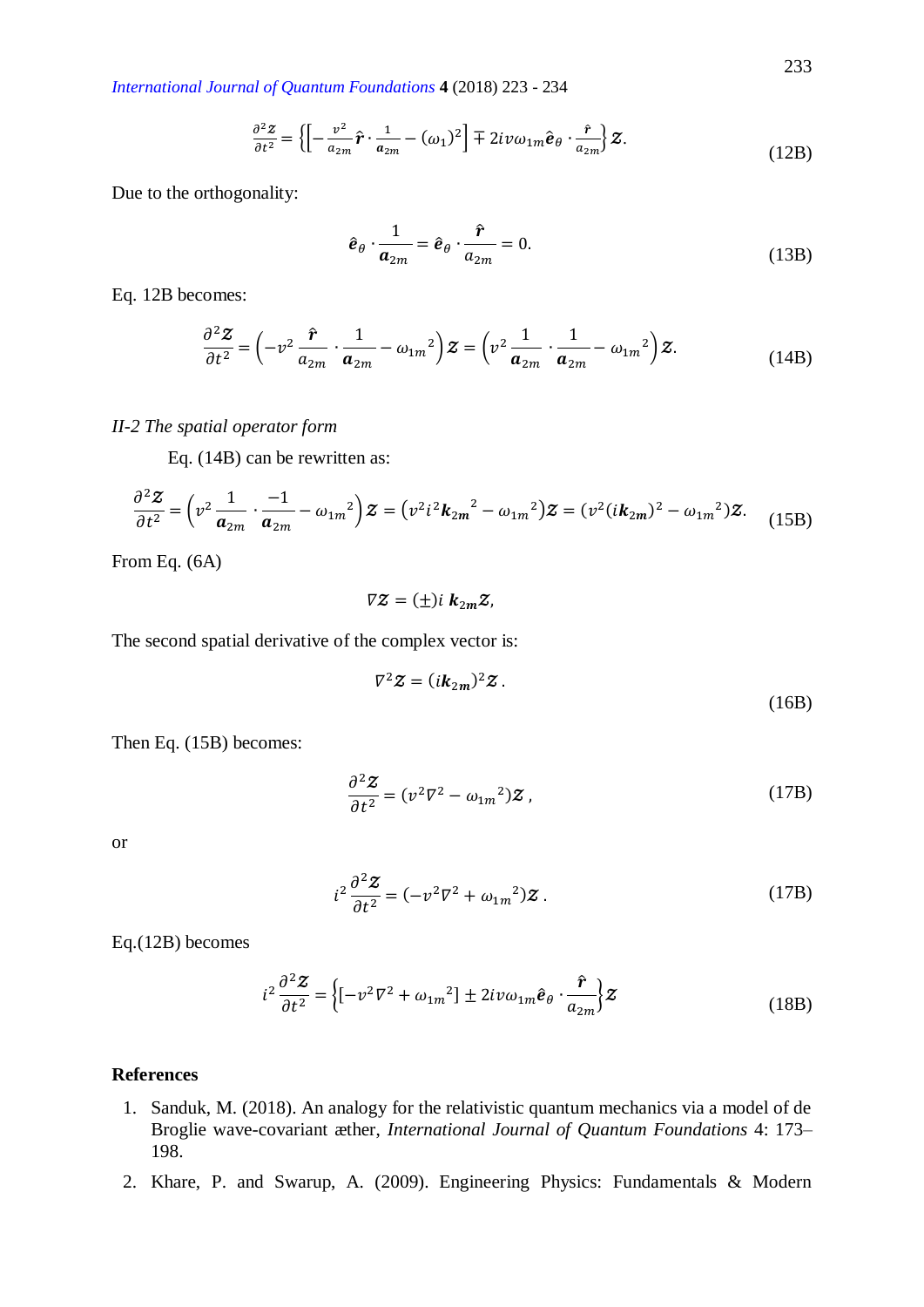$$\frac{\partial^2 \mathcal{Z}}{\partial t^2} = \left\{ \left[ -\frac{v^2}{a_{2m}} \hat{\boldsymbol{r}} \cdot \frac{1}{a_{2m}} - (\omega_1)^2 \right] \mp 2iv\omega_{1m} \hat{\boldsymbol{e}}_\theta \cdot \frac{\hat{r}}{a_{2m}} \right\} \mathcal{Z}. \tag{12B}$$

Due to the orthogonality:

$$\hat{\boldsymbol{e}}_\theta \cdot \frac{1}{\boldsymbol{a}_{2m}} = \hat{\boldsymbol{e}}_\theta \cdot \frac{\hat{\boldsymbol{r}}}{a_{2m}} = 0. \tag{13B}$$

Eq. 12B becomes:

$$\frac{\partial^2 \mathcal{Z}}{\partial t^2} = \left( -v^2 \frac{\hat{\boldsymbol{r}}}{a_{2m}} \cdot \frac{1}{\boldsymbol{a}_{2m}} - {\omega_{1m}}^2 \right) \mathcal{Z} = \left( v^2 \frac{1}{\boldsymbol{a}_{2m}} \cdot \frac{1}{\boldsymbol{a}_{2m}} - {\omega_{1m}}^2 \right) \mathcal{Z}. \tag{14B}$$

*II-2 The spatial operator form*

Eq. (14B) can be rewritten as:

$$\frac{\partial^2 \mathcal{Z}}{\partial t^2} = \left( v^2 \frac{1}{\boldsymbol{a}_{2m}} \cdot \frac{-1}{\boldsymbol{a}_{2m}} - {\omega_{1m}}^2 \right) \mathcal{Z} = \left( v^2 i^2 {\boldsymbol{k}_{2m}}^2 - {\omega_{1m}}^2 \right) \mathcal{Z} = \left( v^2 (i\boldsymbol{k}_{2m})^2 - {\omega_{1m}}^2 \right) \mathcal{Z}. \tag{15B}$$

From Eq. (6A)

$$\nabla \mathcal{Z} = (\pm) i \, \boldsymbol{k}_{2m} \mathcal{Z},$$

The second spatial derivative of the complex vector is:

$$\nabla^2 \mathcal{Z} = (i\boldsymbol{k}_{2m})^2 \mathcal{Z}. \tag{16B}$$

Then Eq. (15B) becomes:

$$\frac{\partial^2 \mathcal{Z}}{\partial t^2} = (v^2 \nabla^2 - {\omega_{1m}}^2) \mathcal{Z}, \tag{17B}$$

or

$$i^2 \frac{\partial^2 \mathcal{Z}}{\partial t^2} = (-v^2 \nabla^2 + {\omega_{1m}}^2) \mathcal{Z}. \tag{17B}$$

Eq.(12B) becomes

$$i^2 \frac{\partial^2 \mathcal{Z}}{\partial t^2} = \left\{ [-v^2 \nabla^2 + {\omega_{1m}}^2] \pm 2iv\omega_{1m} \hat{\boldsymbol{e}}_\theta \cdot \frac{\hat{\boldsymbol{r}}}{a_{2m}} \right\} \mathcal{Z} \tag{18B}$$

## References

1. Sanduk, M. (2018). An analogy for the relativistic quantum mechanics via a model of de Broglie wave-covariant æther, *International Journal of Quantum Foundations* 4: 173–198.
2. Khare, P. and Swarup, A. (2009). Engineering Physics: Fundamentals & Modern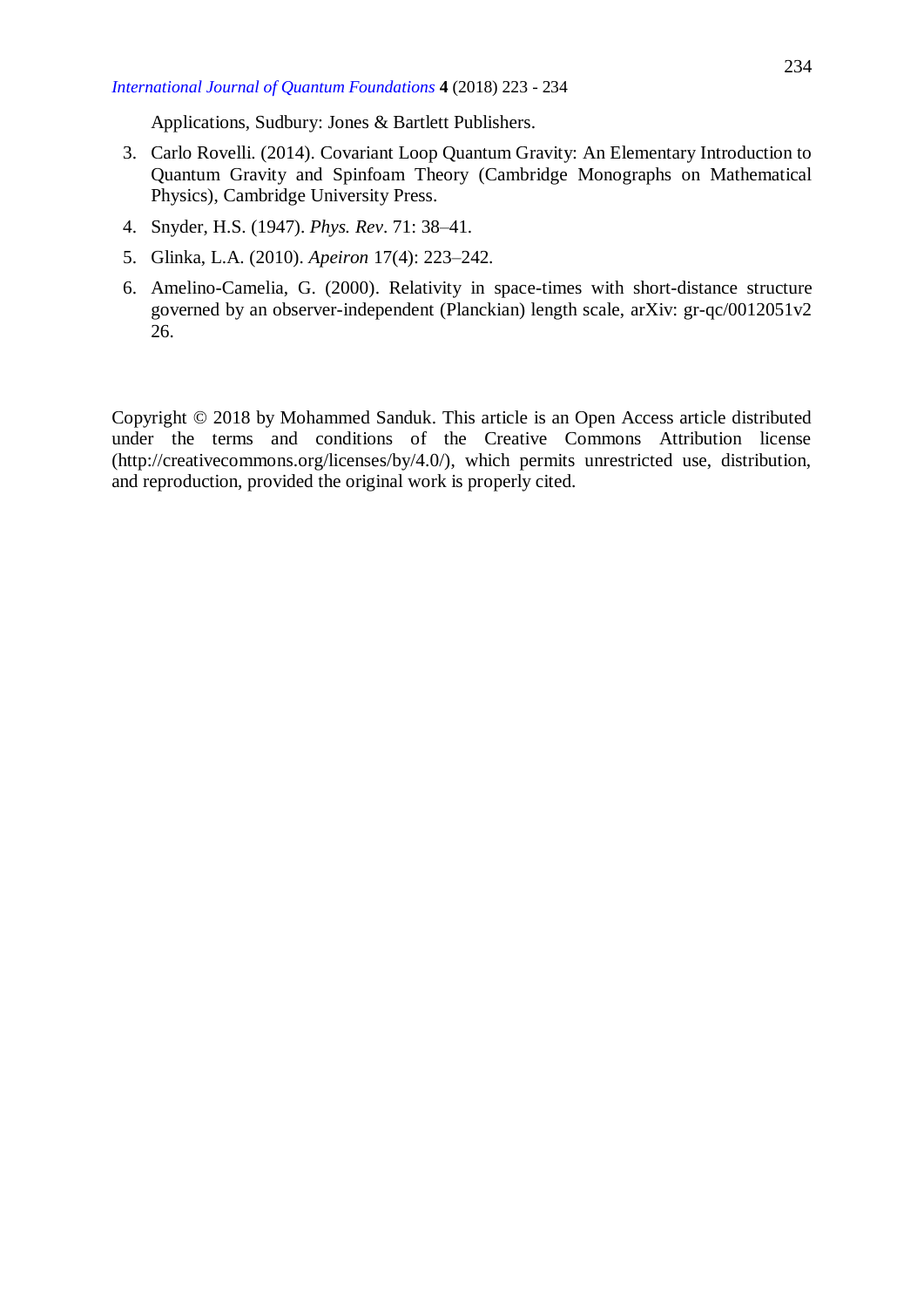Applications, Sudbury: Jones & Bartlett Publishers.

3. Carlo Rovelli. (2014). Covariant Loop Quantum Gravity: An Elementary Introduction to Quantum Gravity and Spinfoam Theory (Cambridge Monographs on Mathematical Physics), Cambridge University Press.
4. Snyder, H.S. (1947). *Phys. Rev*. 71: 38–41.
5. Glinka, L.A. (2010). *Apeiron* 17(4): 223–242.
6. Amelino-Camelia, G. (2000). Relativity in space-times with short-distance structure governed by an observer-independent (Planckian) length scale, arXiv: gr-qc/0012051v2 26.

Copyright © 2018 by Mohammed Sanduk. This article is an Open Access article distributed under the terms and conditions of the Creative Commons Attribution license (http://creativecommons.org/licenses/by/4.0/), which permits unrestricted use, distribution, and reproduction, provided the original work is properly cited.